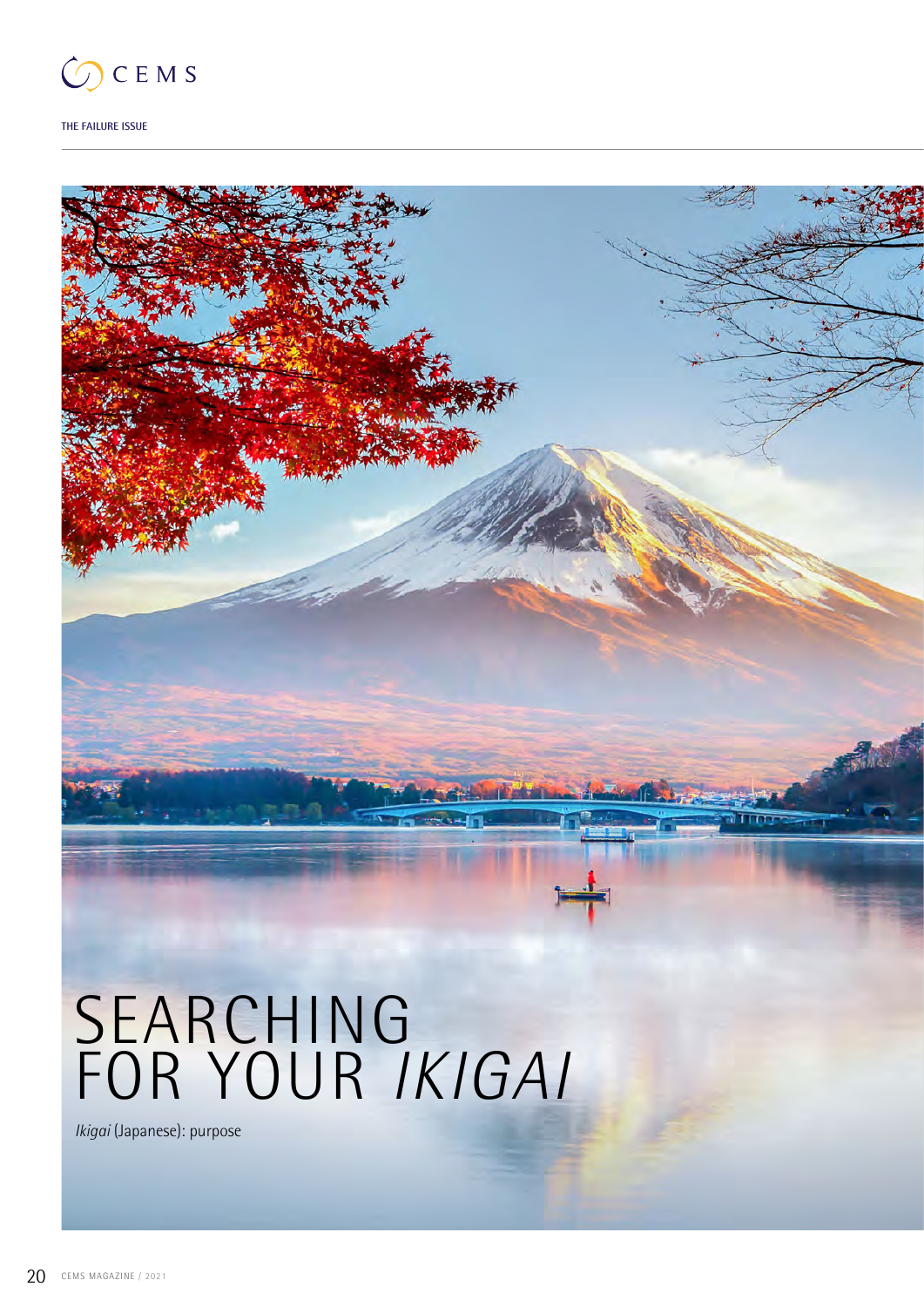# SEARCHING FOR YOUR *IKIGAI*

*Ikigai* (Japanese): purpose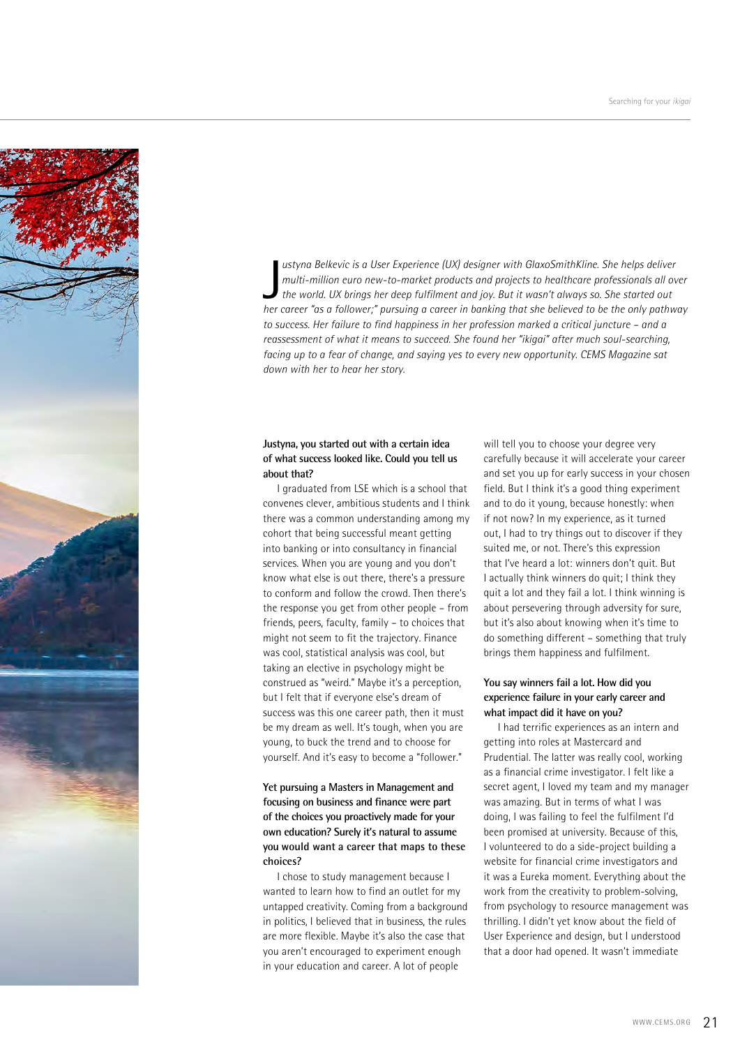*Justyna Belkevic is a User Experience (UX) designer with GlaxoSmithKline. She helps deliver multi-million euro new-to-market products and projects to healthcare professionals all over the world. UX brings her deep fulfilment and joy. But it wasn't always so. She started out her career "as a follower;" pursuing a career in banking that she believed to be the only pathway to success. Her failure to find happiness in her profession marked a critical juncture – and a reassessment of what it means to succeed. She found her "ikigai" after much soul-searching, facing up to a fear of change, and saying yes to every new opportunity. CEMS Magazine sat down with her to hear her story.*

**Justyna, you started out with a certain idea of what success looked like. Could you tell us about that?**

I graduated from LSE which is a school that convenes clever, ambitious students and I think there was a common understanding among my cohort that being successful meant getting into banking or into consultancy in financial services. When you are young and you don't know what else is out there, there's a pressure to conform and follow the crowd. Then there's the response you get from other people – from friends, peers, faculty, family – to choices that might not seem to fit the trajectory. Finance was cool, statistical analysis was cool, but taking an elective in psychology might be construed as "weird." Maybe it's a perception, but I felt that if everyone else's dream of success was this one career path, then it must be my dream as well. It's tough, when you are young, to buck the trend and to choose for yourself. And it's easy to become a "follower."

**Yet pursuing a Masters in Management and focusing on business and finance were part of the choices you proactively made for your own education? Surely it's natural to assume you would want a career that maps to these choices?**

I chose to study management because I wanted to learn how to find an outlet for my untapped creativity. Coming from a background in politics, I believed that in business, the rules are more flexible. Maybe it's also the case that you aren't encouraged to experiment enough in your education and career. A lot of people will tell you to choose your degree very carefully because it will accelerate your career and set you up for early success in your chosen field. But I think it's a good thing experiment and to do it young, because honestly: when if not now? In my experience, as it turned out, I had to try things out to discover if they suited me, or not. There's this expression that I've heard a lot: winners don't quit. But I actually think winners do quit; I think they quit a lot and they fail a lot. I think winning is about persevering through adversity for sure, but it's also about knowing when it's time to do something different – something that truly brings them happiness and fulfilment.

**You say winners fail a lot. How did you experience failure in your early career and what impact did it have on you?**

I had terrific experiences as an intern and getting into roles at Mastercard and Prudential. The latter was really cool, working as a financial crime investigator. I felt like a secret agent, I loved my team and my manager was amazing. But in terms of what I was doing, I was failing to feel the fulfilment I'd been promised at university. Because of this, I volunteered to do a side-project building a website for financial crime investigators and it was a Eureka moment. Everything about the work from the creativity to problem-solving, from psychology to resource management was thrilling. I didn't yet know about the field of User Experience and design, but I understood that a door had opened. It wasn't immediate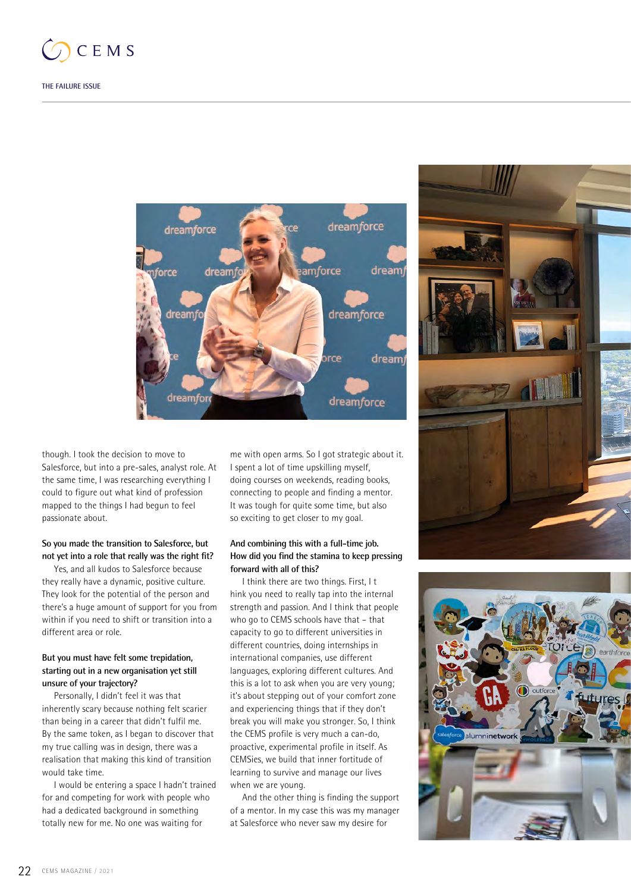though. I took the decision to move to Salesforce, but into a pre-sales, analyst role. At the same time, I was researching everything I could to figure out what kind of profession mapped to the things I had begun to feel passionate about.

**So you made the transition to Salesforce, but not yet into a role that really was the right fit?**

Yes, and all kudos to Salesforce because they really have a dynamic, positive culture. They look for the potential of the person and there's a huge amount of support for you from within if you need to shift or transition into a different area or role.

**But you must have felt some trepidation, starting out in a new organisation yet still unsure of your trajectory?**

Personally, I didn't feel it was that inherently scary because nothing felt scarier than being in a career that didn't fulfil me. By the same token, as I began to discover that my true calling was in design, there was a realisation that making this kind of transition would take time.

I would be entering a space I hadn't trained for and competing for work with people who had a dedicated background in something totally new for me. No one was waiting for me with open arms. So I got strategic about it. I spent a lot of time upskilling myself, doing courses on weekends, reading books, connecting to people and finding a mentor. It was tough for quite some time, but also so exciting to get closer to my goal.

**And combining this with a full-time job. How did you find the stamina to keep pressing forward with all of this?**

I think there are two things. First, I t hink you need to really tap into the internal strength and passion. And I think that people who go to CEMS schools have that – that capacity to go to different universities in different countries, doing internships in international companies, use different languages, exploring different cultures. And this is a lot to ask when you are very young; it's about stepping out of your comfort zone and experiencing things that if they don't break you will make you stronger. So, I think the CEMS profile is very much a can-do, proactive, experimental profile in itself. As CEMSies, we build that inner fortitude of learning to survive and manage our lives when we are young.

And the other thing is finding the support of a mentor. In my case this was my manager at Salesforce who never saw my desire for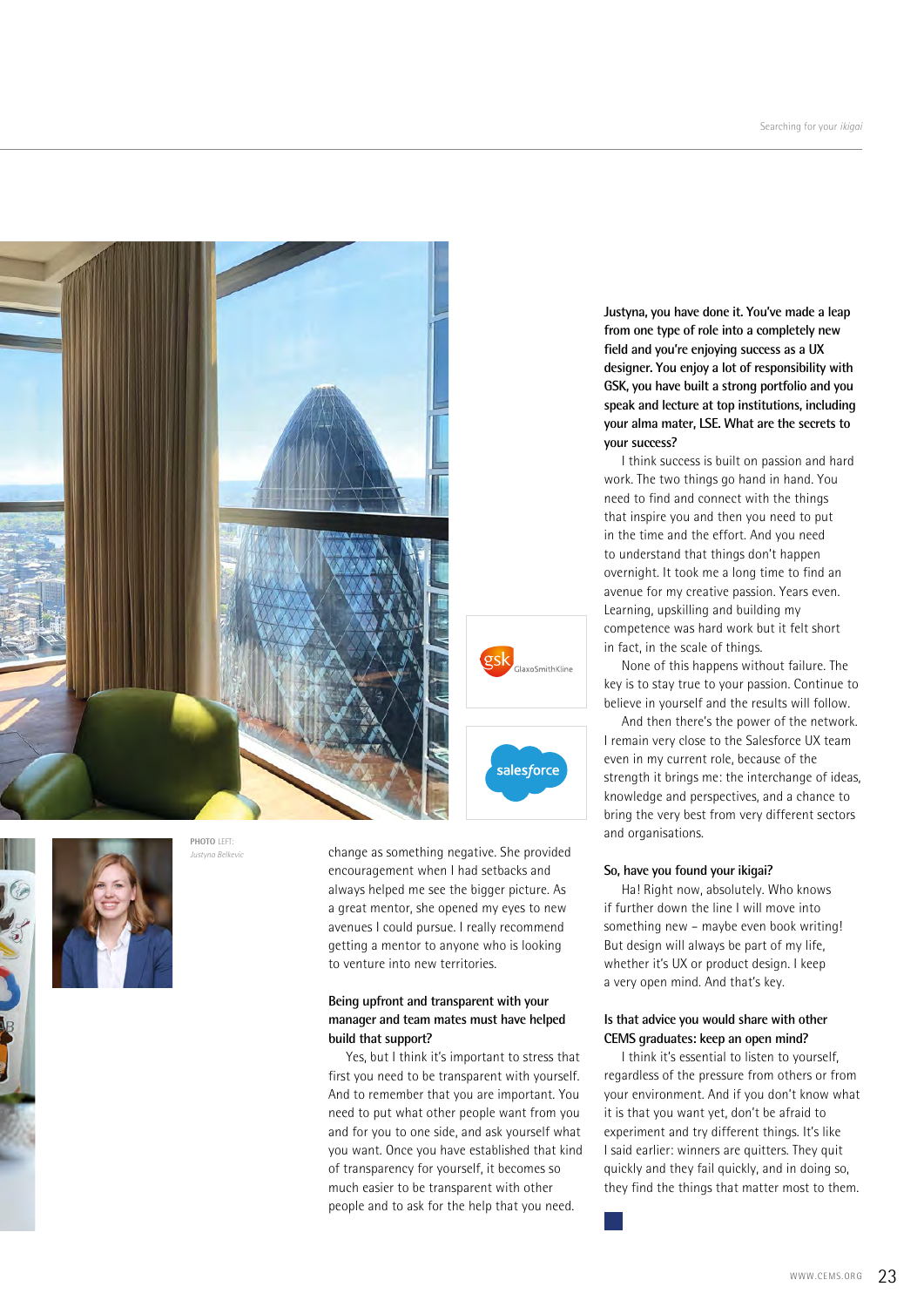PHOTO LEFT:
*Justyna Belkevic*

change as something negative. She provided encouragement when I had setbacks and always helped me see the bigger picture. As a great mentor, she opened my eyes to new avenues I could pursue. I really recommend getting a mentor to anyone who is looking to venture into new territories.

**Being upfront and transparent with your manager and team mates must have helped build that support?**

Yes, but I think it's important to stress that first you need to be transparent with yourself. And to remember that you are important. You need to put what other people want from you and for you to one side, and ask yourself what you want. Once you have established that kind of transparency for yourself, it becomes so much easier to be transparent with other people and to ask for the help that you need.

**Justyna, you have done it. You've made a leap from one type of role into a completely new field and you're enjoying success as a UX designer. You enjoy a lot of responsibility with GSK, you have built a strong portfolio and you speak and lecture at top institutions, including your alma mater, LSE. What are the secrets to your success?**

I think success is built on passion and hard work. The two things go hand in hand. You need to find and connect with the things that inspire you and then you need to put in the time and the effort. And you need to understand that things don't happen overnight. It took me a long time to find an avenue for my creative passion. Years even. Learning, upskilling and building my competence was hard work but it felt short in fact, in the scale of things.

None of this happens without failure. The key is to stay true to your passion. Continue to believe in yourself and the results will follow.

And then there's the power of the network. I remain very close to the Salesforce UX team even in my current role, because of the strength it brings me: the interchange of ideas, knowledge and perspectives, and a chance to bring the very best from very different sectors and organisations.

**So, have you found your ikigai?**

Ha! Right now, absolutely. Who knows if further down the line I will move into something new – maybe even book writing! But design will always be part of my life, whether it's UX or product design. I keep a very open mind. And that's key.

**Is that advice you would share with other CEMS graduates: keep an open mind?**

I think it's essential to listen to yourself, regardless of the pressure from others or from your environment. And if you don't know what it is that you want yet, don't be afraid to experiment and try different things. It's like I said earlier: winners are quitters. They quit quickly and they fail quickly, and in doing so, they find the things that matter most to them.